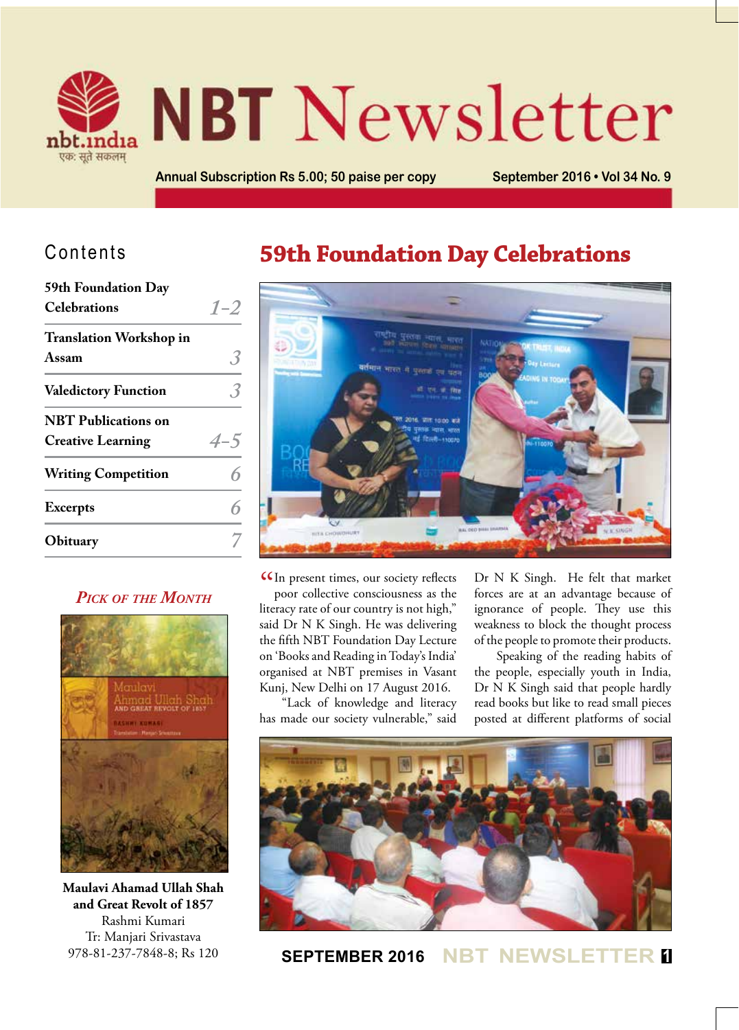# NBT Newsletter

Annual Subscription Rs 5.00; 50 paise per copy

September 2016 • Vol 34 No. 9

## Contents

| | |
|---|---|
| 59th Foundation Day Celebrations | 1–2 |
| Translation Workshop in Assam | 3 |
| Valedictory Function | 3 |
| NBT Publications on Creative Learning | 4–5 |
| Writing Competition | 6 |
| Excerpts | 6 |
| Obituary | 7 |

### Pick of the Month

**Maulavi Ahamad Ullah Shah and Great Revolt of 1857**
Rashmi Kumari
Tr: Manjari Srivastava
978-81-237-7848-8; Rs 120

# 59th Foundation Day Celebrations

"In present times, our society reflects poor collective consciousness as the literacy rate of our country is not high," said Dr N K Singh. He was delivering the fifth NBT Foundation Day Lecture on 'Books and Reading in Today's India' organised at NBT premises in Vasant Kunj, New Delhi on 17 August 2016.

"Lack of knowledge and literacy has made our society vulnerable," said Dr N K Singh. He felt that market forces are at an advantage because of ignorance of people. They use this weakness to block the thought process of the people to promote their products.

Speaking of the reading habits of the people, especially youth in India, Dr N K Singh said that people hardly read books but like to read small pieces posted at different platforms of social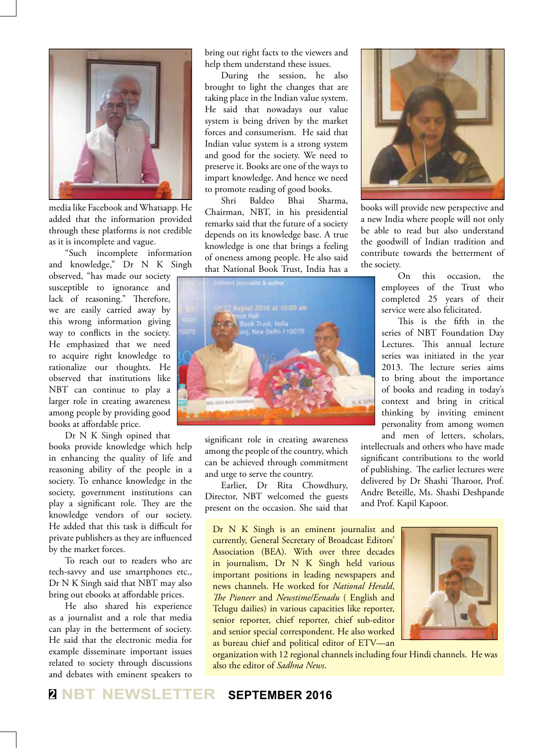media like Facebook and Whatsapp. He added that the information provided through these platforms is not credible as it is incomplete and vague.

"Such incomplete information and knowledge," Dr N K Singh observed, "has made our society susceptible to ignorance and lack of reasoning." Therefore, we are easily carried away by this wrong information giving way to conflicts in the society. He emphasized that we need to acquire right knowledge to rationalize our thoughts. He observed that institutions like NBT can continue to play a larger role in creating awareness among people by providing good books at affordable price.

Dr N K Singh opined that books provide knowledge which help in enhancing the quality of life and reasoning ability of the people in a society. To enhance knowledge in the society, government institutions can play a significant role. They are the knowledge vendors of our society. He added that this task is difficult for private publishers as they are influenced by the market forces.

To reach out to readers who are tech-savvy and use smartphones etc., Dr N K Singh said that NBT may also bring out ebooks at affordable prices.

He also shared his experience as a journalist and a role that media can play in the betterment of society. He said that the electronic media for example disseminate important issues related to society through discussions and debates with eminent speakers to bring out right facts to the viewers and help them understand these issues.

During the session, he also brought to light the changes that are taking place in the Indian value system. He said that nowadays our value system is being driven by the market forces and consumerism. He said that Indian value system is a strong system and good for the society. We need to preserve it. Books are one of the ways to impart knowledge. And hence we need to promote reading of good books.

Shri Baldeo Bhai Sharma, Chairman, NBT, in his presidential remarks said that the future of a society depends on its knowledge base. A true knowledge is one that brings a feeling of oneness among people. He also said that National Book Trust, India has a significant role in creating awareness among the people of the country, which can be achieved through commitment and urge to serve the country.

Earlier, Dr Rita Chowdhury, Director, NBT welcomed the guests present on the occasion. She said that books will provide new perspective and a new India where people will not only be able to read but also understand the goodwill of Indian tradition and contribute towards the betterment of the society.

On this occasion, the employees of the Trust who completed 25 years of their service were also felicitated.

This is the fifth in the series of NBT Foundation Day Lectures. This annual lecture series was initiated in the year 2013. The lecture series aims to bring about the importance of books and reading in today's context and bring in critical thinking by inviting eminent personality from among women and men of letters, scholars, intellectuals and others who have made significant contributions to the world of publishing. The earlier lectures were delivered by Dr Shashi Tharoor, Prof. Andre Beteille, Ms. Shashi Deshpande and Prof. Kapil Kapoor.

Dr N K Singh is an eminent journalist and currently, General Secretary of Broadcast Editors' Association (BEA). With over three decades in journalism, Dr N K Singh held various important positions in leading newspapers and news channels. He worked for *National Herald*, *The Pioneer* and *Newstime/Eenadu* ( English and Telugu dailies) in various capacities like reporter, senior reporter, chief reporter, chief sub-editor and senior special correspondent. He also worked as bureau chief and political editor of ETV—an organization with 12 regional channels including four Hindi channels. He was also the editor of *Sadhna News*.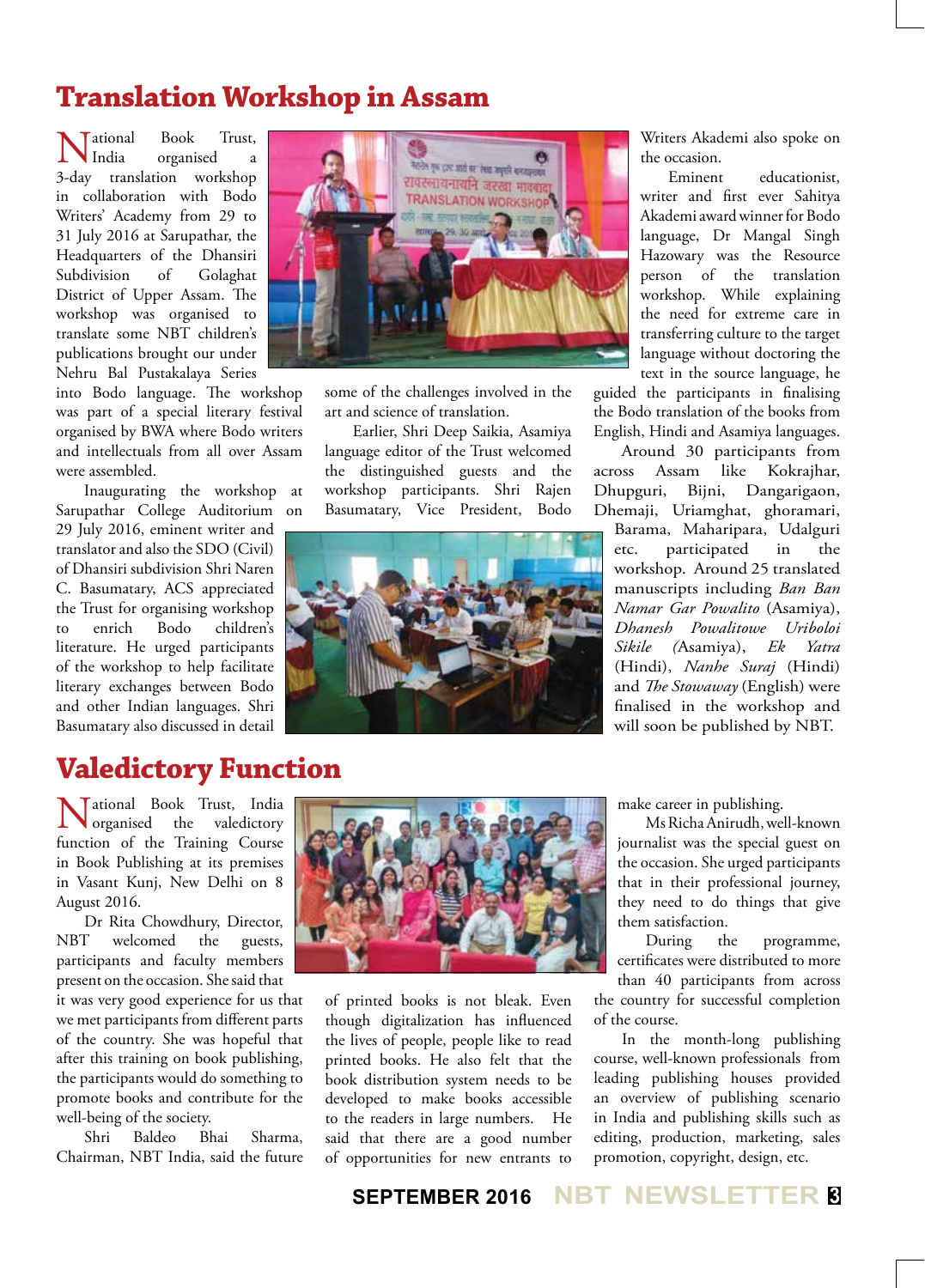# Translation Workshop in Assam

National Book Trust, India organised a 3-day translation workshop in collaboration with Bodo Writers' Academy from 29 to 31 July 2016 at Sarupathar, the Headquarters of the Dhansiri Subdivision of Golaghat District of Upper Assam. The workshop was organised to translate some NBT children's publications brought our under Nehru Bal Pustakalaya Series into Bodo language. The workshop was part of a special literary festival organised by BWA where Bodo writers and intellectuals from all over Assam were assembled.

Inaugurating the workshop at Sarupathar College Auditorium on 29 July 2016, eminent writer and translator and also the SDO (Civil) of Dhansiri subdivision Shri Naren C. Basumatary, ACS appreciated the Trust for organising workshop to enrich Bodo children's literature. He urged participants of the workshop to help facilitate literary exchanges between Bodo and other Indian languages. Shri Basumatary also discussed in detail some of the challenges involved in the art and science of translation.

Earlier, Shri Deep Saikia, Asamiya language editor of the Trust welcomed the distinguished guests and the workshop participants. Shri Rajen Basumatary, Vice President, Bodo Writers Akademi also spoke on the occasion.

Eminent educationist, writer and first ever Sahitya Akademi award winner for Bodo language, Dr Mangal Singh Hazoway was the Resource person of the translation workshop. While explaining the need for extreme care in transferring culture to the target language without doctoring the text in the source language, he guided the participants in finalising the Bodo translation of the books from English, Hindi and Asamiya languages.

Around 30 participants from across Assam like Kokrajhar, Dhupguri, Bijni, Dangarigaon, Dhemaji, Uriamghat, ghoramari, Barama, Maharipara, Udalguri etc. participated in the workshop. Around 25 translated manuscripts including *Ban Ban Namar Gar Powalito* (Asamiya), *Dhanesh Powalitowe Uriboloi Sikile* (Asamiya), *Ek Yatra* (Hindi), *Nanhe Suraj* (Hindi) and *The Stowaway* (English) were finalised in the workshop and will soon be published by NBT.

# Valedictory Function

National Book Trust, India organised the valedictory function of the Training Course in Book Publishing at its premises in Vasant Kunj, New Delhi on 8 August 2016.

Dr Rita Chowdhury, Director, NBT welcomed the guests, participants and faculty members present on the occasion. She said that it was very good experience for us that we met participants from different parts of the country. She was hopeful that after this training on book publishing, the participants would do something to promote books and contribute for the well-being of the society.

Shri Baldeo Bhai Sharma, Chairman, NBT India, said the future of printed books is not bleak. Even though digitalization has influenced the lives of people, people like to read printed books. He also felt that the book distribution system needs to be developed to make books accessible to the readers in large numbers. He said that there are a good number of opportunities for new entrants to make career in publishing.

Ms Richa Anirudh, well-known journalist was the special guest on the occasion. She urged participants that in their professional journey, they need to do things that give them satisfaction.

During the programme, certificates were distributed to more than 40 participants from across the country for successful completion of the course.

In the month-long publishing course, well-known professionals from leading publishing houses provided an overview of publishing scenario in India and publishing skills such as editing, production, marketing, sales promotion, copyright, design, etc.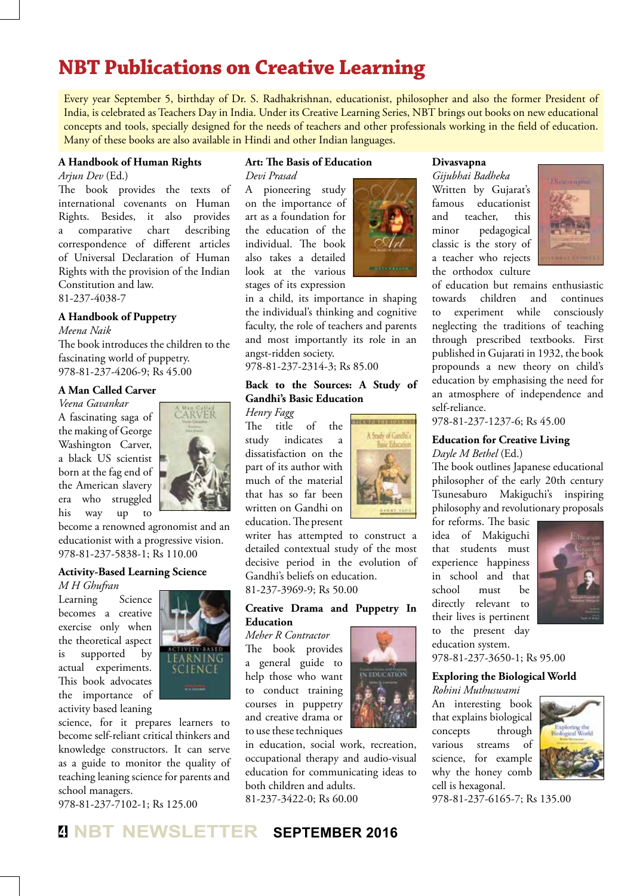# NBT Publications on Creative Learning

Every year September 5, birthday of Dr. S. Radhakrishnan, educationist, philosopher and also the former President of India, is celebrated as Teachers Day in India. Under its Creative Learning Series, NBT brings out books on new educational concepts and tools, specially designed for the needs of teachers and other professionals working in the field of education. Many of these books are also available in Hindi and other Indian languages.

**A Handbook of Human Rights**
*Arjun Dev* (Ed.)
The book provides the texts of international covenants on Human Rights. Besides, it also provides a comparative chart describing correspondence of different articles of Universal Declaration of Human Rights with the provision of the Indian Constitution and law.
81-237-4038-7

**A Handbook of Puppetry**
*Meena Naik*
The book introduces the children to the fascinating world of puppetry.
978-81-237-4206-9; Rs 45.00

**A Man Called Carver**
*Veena Gavankar*
A fascinating saga of the making of George Washington Carver, a black US scientist born at the fag end of the American slavery era who struggled his way up to become a renowned agronomist and an educationist with a progressive vision.
978-81-237-5838-1; Rs 110.00

**Activity-Based Learning Science**
*M H Ghufran*
Learning Science becomes a creative exercise only when the theoretical aspect is supported by actual experiments. This book advocates the importance of activity based leaning science, for it prepares learners to become self-reliant critical thinkers and knowledge constructors. It can serve as a guide to monitor the quality of teaching leaning science for parents and school managers.
978-81-237-7102-1; Rs 125.00

**Art: The Basis of Education**
*Devi Prasad*
A pioneering study on the importance of art as a foundation for the education of the individual. The book also takes a detailed look at the various stages of its expression in a child, its importance in shaping the individual's thinking and cognitive faculty, the role of teachers and parents and most importantly its role in an angst-ridden society.
978-81-237-2314-3; Rs 85.00

**Back to the Sources: A Study of Gandhi's Basic Education**
*Henry Fagg*
The title of the study indicates a dissatisfaction on the part of its author with much of the material that has so far been written on Gandhi on education. The present writer has attempted to construct a detailed contextual study of the most decisive period in the evolution of Gandhi's beliefs on education.
81-237-3969-9; Rs 50.00

**Creative Drama and Puppetry In Education**
*Meher R Contractor*
The book provides a general guide to help those who want to conduct training courses in puppetry and creative drama or to use these techniques in education, social work, recreation, occupational therapy and audio-visual education for communicating ideas to both children and adults.
81-237-3422-0; Rs 60.00

**Divasvapna**
*Gijubhai Badheka*
Written by Gujarat's famous educationist and teacher, this minor pedagogical classic is the story of a teacher who rejects the orthodox culture of education but remains enthusiastic towards children and continues to experiment while consciously neglecting the traditions of teaching through prescribed textbooks. First published in Gujarati in 1932, the book propounds a new theory on child's education by emphasising the need for an atmosphere of independence and self-reliance.
978-81-237-1237-6; Rs 45.00

**Education for Creative Living**
*Dayle M Bethel* (Ed.)
The book outlines Japanese educational philosopher of the early 20th century Tsunesaburo Makiguchi's inspiring philosophy and revolutionary proposals for reforms. The basic idea of Makiguchi that students must experience happiness in school and that school must be directly relevant to their lives is pertinent to the present day education system.
978-81-237-3650-1; Rs 95.00

**Exploring the Biological World**
*Rohini Muthuswami*
An interesting book that explains biological concepts through various streams of science, for example why the honey comb cell is hexagonal.
978-81-237-6165-7; Rs 135.00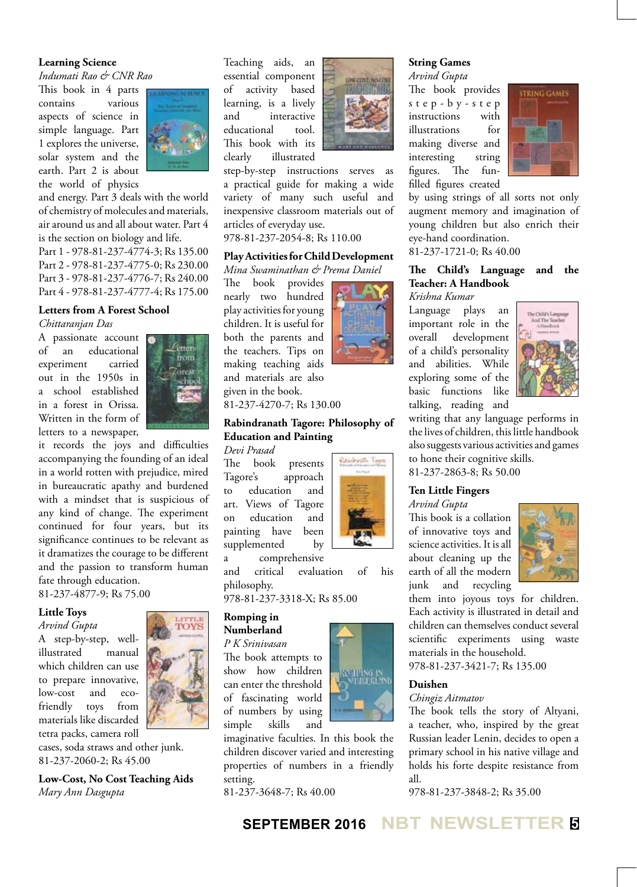**Learning Science**

*Indumati Rao & CNR Rao*

This book in 4 parts contains various aspects of science in simple language. Part 1 explores the universe, solar system and the earth. Part 2 is about the world of physics and energy. Part 3 deals with the world of chemistry of molecules and materials, air around us and all about water. Part 4 is the section on biology and life.

Part 1 - 978-81-237-4774-3; Rs 135.00
Part 2 - 978-81-237-4775-0; Rs 230.00
Part 3 - 978-81-237-4776-7; Rs 240.00
Part 4 - 978-81-237-4777-4; Rs 175.00

**Letters from A Forest School**

*Chittaranjan Das*

A passionate account of an educational experiment carried out in the 1950s in a school established in a forest in Orissa. Written in the form of letters to a newspaper, it records the joys and difficulties accompanying the founding of an ideal in a world rotten with prejudice, mired in bureaucratic apathy and burdened with a mindset that is suspicious of any kind of change. The experiment continued for four years, but its significance continues to be relevant as it dramatizes the courage to be different and the passion to transform human fate through education.

81-237-4877-9; Rs 75.00

**Little Toys**

*Arvind Gupta*

A step-by-step, well-illustrated manual which children can use to prepare innovative, low-cost and eco-friendly toys from materials like discarded tetra packs, camera roll cases, soda straws and other junk.

81-237-2060-2; Rs 45.00

**Low-Cost, No Cost Teaching Aids**

*Mary Ann Dasgupta*

Teaching aids, an essential component of activity based learning, is a lively and interactive educational tool. This book with its clearly illustrated step-by-step instructions serves as a practical guide for making a wide variety of many such useful and inexpensive classroom materials out of articles of everyday use.

978-81-237-2054-8; Rs 110.00

**Play Activities for Child Development**

*Mina Swaminathan & Prema Daniel*

The book provides nearly two hundred play activities for young children. It is useful for both the parents and the teachers. Tips on making teaching aids and materials are also given in the book.

81-237-4270-7; Rs 130.00

**Rabindranath Tagore: Philosophy of Education and Painting**

*Devi Prasad*

The book presents Tagore's approach to education and art. Views of Tagore on education and painting have been supplemented by a comprehensive and critical evaluation of his philosophy.

978-81-237-3318-X; Rs 85.00

**Romping in Numberland**

*P K Srinivasan*

The book attempts to show how children can enter the threshold of fascinating world of numbers by using simple skills and imaginative faculties. In this book the children discover varied and interesting properties of numbers in a friendly setting.

81-237-3648-7; Rs 40.00

**String Games**

*Arvind Gupta*

The book provides step-by-step instructions with illustrations for making diverse and interesting string figures. The fun-filled figures created by using strings of all sorts not only augment memory and imagination of young children but also enrich their eye-hand coordination.

81-237-1721-0; Rs 40.00

**The Child's Language and the Teacher: A Handbook**

*Krishna Kumar*

Language plays an important role in the overall development of a child's personality and abilities. While exploring some of the basic functions like talking, reading and writing that any language performs in the lives of children, this little handbook also suggests various activities and games to hone their cognitive skills.

81-237-2863-8; Rs 50.00

**Ten Little Fingers**

*Arvind Gupta*

This book is a collation of innovative toys and science activities. It is all about cleaning up the earth of all the modern junk and recycling them into joyous toys for children. Each activity is illustrated in detail and children can themselves conduct several scientific experiments using waste materials in the household.

978-81-237-3421-7; Rs 135.00

**Duishen**

*Chingiz Aitmatov*

The book tells the story of Altyani, a teacher, who, inspired by the great Russian leader Lenin, decides to open a primary school in his native village and holds his forte despite resistance from all.

978-81-237-3848-2; Rs 35.00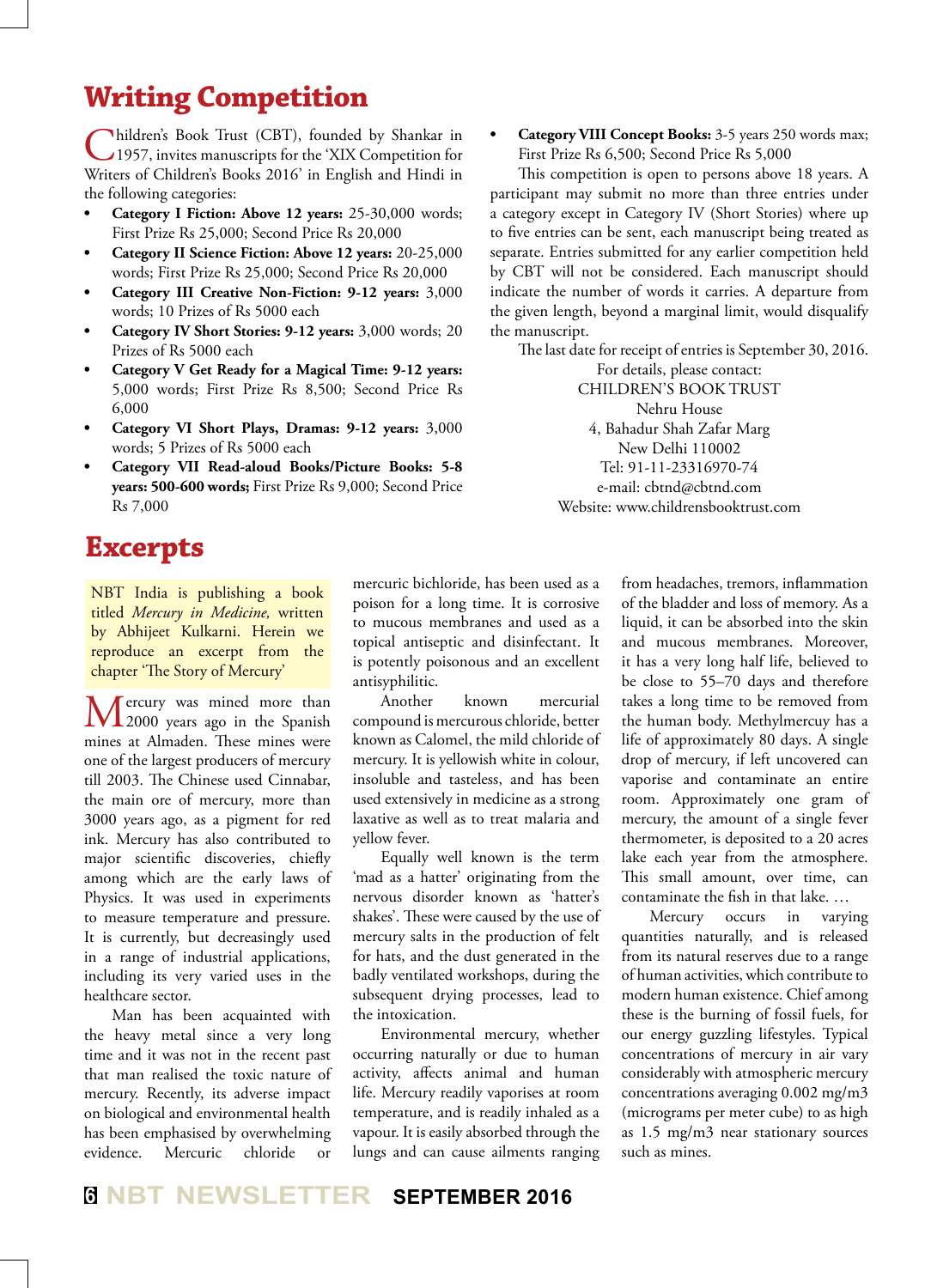## Writing Competition

Children's Book Trust (CBT), founded by Shankar in 1957, invites manuscripts for the 'XIX Competition for Writers of Children's Books 2016' in English and Hindi in the following categories:

- **Category I Fiction: Above 12 years:** 25-30,000 words; First Prize Rs 25,000; Second Price Rs 20,000
- **Category II Science Fiction: Above 12 years:** 20-25,000 words; First Prize Rs 25,000; Second Price Rs 20,000
- **Category III Creative Non-Fiction: 9-12 years:** 3,000 words; 10 Prizes of Rs 5000 each
- **Category IV Short Stories: 9-12 years:** 3,000 words; 20 Prizes of Rs 5000 each
- **Category V Get Ready for a Magical Time: 9-12 years:** 5,000 words; First Prize Rs 8,500; Second Price Rs 6,000
- **Category VI Short Plays, Dramas: 9-12 years:** 3,000 words; 5 Prizes of Rs 5000 each
- **Category VII Read-aloud Books/Picture Books: 5-8 years: 500-600 words;** First Prize Rs 9,000; Second Price Rs 7,000
- **Category VIII Concept Books:** 3-5 years 250 words max; First Prize Rs 6,500; Second Price Rs 5,000

This competition is open to persons above 18 years. A participant may submit no more than three entries under a category except in Category IV (Short Stories) where up to five entries can be sent, each manuscript being treated as separate. Entries submitted for any earlier competition held by CBT will not be considered. Each manuscript should indicate the number of words it carries. A departure from the given length, beyond a marginal limit, would disqualify the manuscript.

The last date for receipt of entries is September 30, 2016.

For details, please contact:
CHILDREN'S BOOK TRUST
Nehru House
4, Bahadur Shah Zafar Marg
New Delhi 110002
Tel: 91-11-23316970-74
e-mail: cbtnd@cbtnd.com
Website: www.childrensbooktrust.com

## Excerpts

NBT India is publishing a book titled *Mercury in Medicine,* written by Abhijeet Kulkarni. Herein we reproduce an excerpt from the chapter 'The Story of Mercury'

Mercury was mined more than 2000 years ago in the Spanish mines at Almaden. These mines were one of the largest producers of mercury till 2003. The Chinese used Cinnabar, the main ore of mercury, more than 3000 years ago, as a pigment for red ink. Mercury has also contributed to major scientific discoveries, chiefly among which are the early laws of Physics. It was used in experiments to measure temperature and pressure. It is currently, but decreasingly used in a range of industrial applications, including its very varied uses in the healthcare sector.

Man has been acquainted with the heavy metal since a very long time and it was not in the recent past that man realised the toxic nature of mercury. Recently, its adverse impact on biological and environmental health has been emphasised by overwhelming evidence. Mercuric chloride or mercuric bichloride, has been used as a poison for a long time. It is corrosive to mucous membranes and used as a topical antiseptic and disinfectant. It is potently poisonous and an excellent antisyphilitic.

Another known mercurial compound is mercurous chloride, better known as Calomel, the mild chloride of mercury. It is yellowish white in colour, insoluble and tasteless, and has been used extensively in medicine as a strong laxative as well as to treat malaria and yellow fever.

Equally well known is the term 'mad as a hatter' originating from the nervous disorder known as 'hatter's shakes'. These were caused by the use of mercury salts in the production of felt for hats, and the dust generated in the badly ventilated workshops, during the subsequent drying processes, lead to the intoxication.

Environmental mercury, whether occurring naturally or due to human activity, affects animal and human life. Mercury readily vaporises at room temperature, and is readily inhaled as a vapour. It is easily absorbed through the lungs and can cause ailments ranging from headaches, tremors, inflammation of the bladder and loss of memory. As a liquid, it can be absorbed into the skin and mucous membranes. Moreover, it has a very long half life, believed to be close to 55–70 days and therefore takes a long time to be removed from the human body. Methylmercury has a life of approximately 80 days. A single drop of mercury, if left uncovered can vaporise and contaminate an entire room. Approximately one gram of mercury, the amount of a single fever thermometer, is deposited to a 20 acres lake each year from the atmosphere. This small amount, over time, can contaminate the fish in that lake. …

Mercury occurs in varying quantities naturally, and is released from its natural reserves due to a range of human activities, which contribute to modern human existence. Chief among these is the burning of fossil fuels, for our energy guzzling lifestyles. Typical concentrations of mercury in air vary considerably with atmospheric mercury concentrations averaging 0.002 mg/m3 (micrograms per meter cube) to as high as 1.5 mg/m3 near stationary sources such as mines.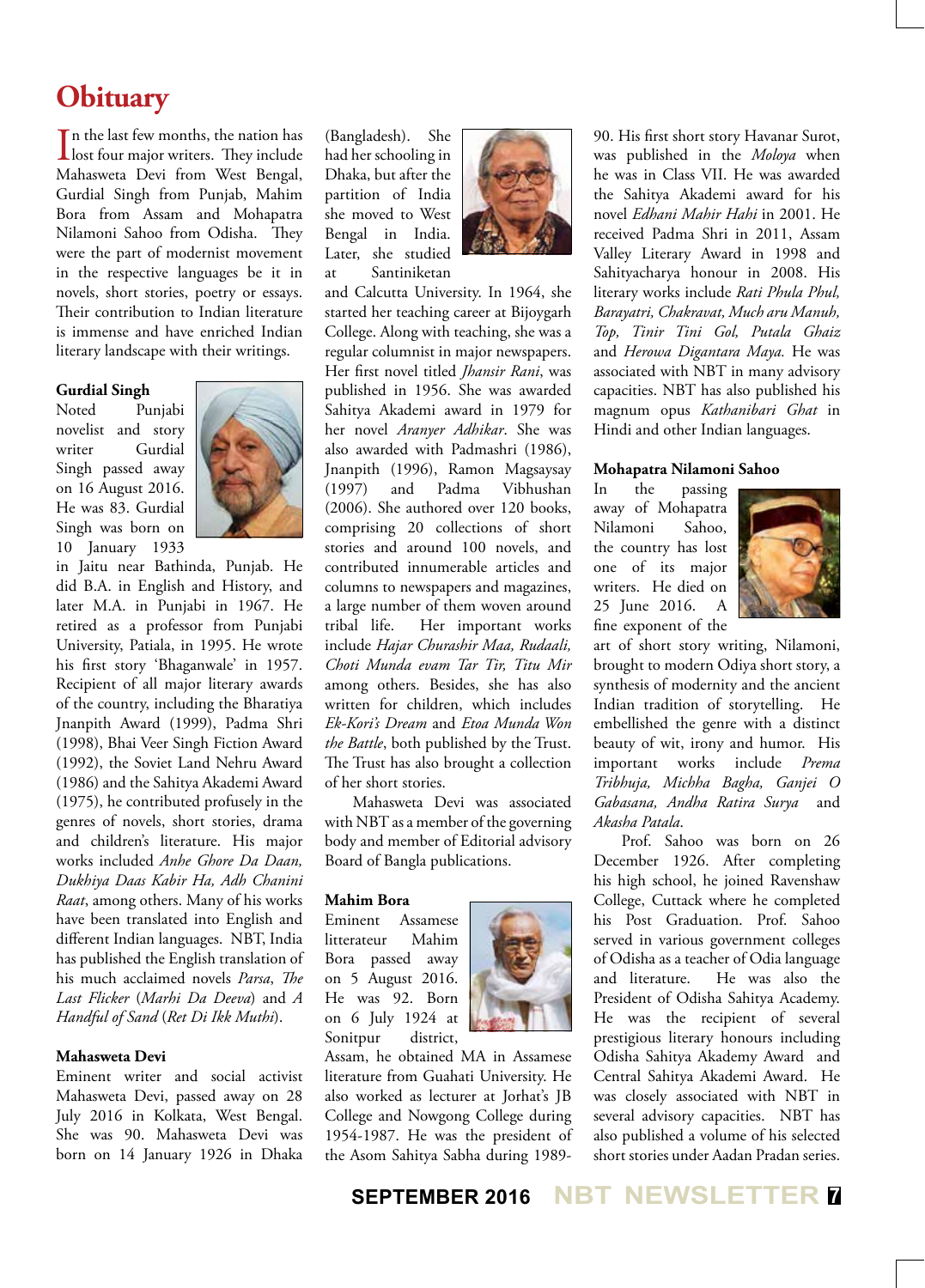# Obituary

In the last few months, the nation has lost four major writers. They include Mahasweta Devi from West Bengal, Gurdial Singh from Punjab, Mahim Bora from Assam and Mohapatra Nilamoni Sahoo from Odisha. They were the part of modernist movement in the respective languages be it in novels, short stories, poetry or essays. Their contribution to Indian literature is immense and have enriched Indian literary landscape with their writings.

## Gurdial Singh

Noted Punjabi novelist and story writer Gurdial Singh passed away on 16 August 2016. He was 83. Gurdial Singh was born on 10 January 1933 in Jaitu near Bathinda, Punjab. He did B.A. in English and History, and later M.A. in Punjabi in 1967. He retired as a professor from Punjabi University, Patiala, in 1995. He wrote his first story 'Bhaganwale' in 1957. Recipient of all major literary awards of the country, including the Bharatiya Jnanpith Award (1999), Padma Shri (1998), Bhai Veer Singh Fiction Award (1992), the Soviet Land Nehru Award (1986) and the Sahitya Akademi Award (1975), he contributed profusely in the genres of novels, short stories, drama and children's literature. His major works included *Anhe Ghore Da Daan, Dukhiya Daas Kabir Ha, Adh Chanini Raat*, among others. Many of his works have been translated into English and different Indian languages. NBT, India has published the English translation of his much acclaimed novels *Parsa*, *The Last Flicker* (*Marhi Da Deeva*) and *A Handful of Sand* (*Ret Di Ikk Muthi*).

## Mahasweta Devi

Eminent writer and social activist Mahasweta Devi, passed away on 28 July 2016 in Kolkata, West Bengal. She was 90. Mahasweta Devi was born on 14 January 1926 in Dhaka (Bangladesh). She had her schooling in Dhaka, but after the partition of India she moved to West Bengal in India. Later, she studied at Santiniketan and Calcutta University. In 1964, she started her teaching career at Bijoygarh College. Along with teaching, she was a regular columnist in major newspapers. Her first novel titled *Jhansir Rani*, was published in 1956. She was awarded Sahitya Akademi award in 1979 for her novel *Aranyer Adhikar*. She was also awarded with Padmashri (1986), Jnanpith (1996), Ramon Magsaysay (1997) and Padma Vibhushan (2006). She authored over 120 books, comprising 20 collections of short stories and around 100 novels, and contributed innumerable articles and columns to newspapers and magazines, a large number of them woven around tribal life. Her important works include *Hajar Churashir Maa, Rudaali, Choti Munda evam Tar Tir, Titu Mir* among others. Besides, she has also written for children, which includes *Ek-Kori's Dream* and *Etoa Munda Won the Battle*, both published by the Trust. The Trust has also brought a collection of her short stories.

Mahasweta Devi was associated with NBT as a member of the governing body and member of Editorial advisory Board of Bangla publications.

## Mahim Bora

Eminent Assamese litterateur Mahim Bora passed away on 5 August 2016. He was 92. Born on 6 July 1924 at Sonitpur district, Assam, he obtained MA in Assamese literature from Guahati University. He also worked as lecturer at Jorhat's JB College and Nowgong College during 1954-1987. He was the president of the Asom Sahitya Sabha during 1989-90. His first short story Havanar Surot, was published in the *Moloya* when he was in Class VII. He was awarded the Sahitya Akademi award for his novel *Edhani Mahir Hahi* in 2001. He received Padma Shri in 2011, Assam Valley Literary Award in 1998 and Sahityacharya honour in 2008. His literary works include *Rati Phula Phul, Barayatri, Chakravat, Much aru Manuh, Top, Tinir Tini Gol, Putala Ghaiz* and *Herowa Digantara Maya.* He was associated with NBT in many advisory capacities. NBT has also published his magnum opus *Kathanibari Ghat* in Hindi and other Indian languages.

## Mohapatra Nilamoni Sahoo

In the passing away of Mohapatra Nilamoni Sahoo, the country has lost one of its major writers. He died on 25 June 2016. A fine exponent of the art of short story writing, Nilamoni, brought to modern Odiya short story, a synthesis of modernity and the ancient Indian tradition of storytelling. He embellished the genre with a distinct beauty of wit, irony and humor. His important works include *Prema Tribhuja, Michha Bagha, Ganjei O Gabasana, Andha Ratira Surya* and *Akasha Patala*.

Prof. Sahoo was born on 26 December 1926. After completing his high school, he joined Ravenshaw College, Cuttack where he completed his Post Graduation. Prof. Sahoo served in various government colleges of Odisha as a teacher of Odia language and literature. He was also the President of Odisha Sahitya Academy. He was the recipient of several prestigious literary honours including Odisha Sahitya Akademy Award and Central Sahitya Akademi Award. He was closely associated with NBT in several advisory capacities. NBT has also published a volume of his selected short stories under Aadan Pradan series.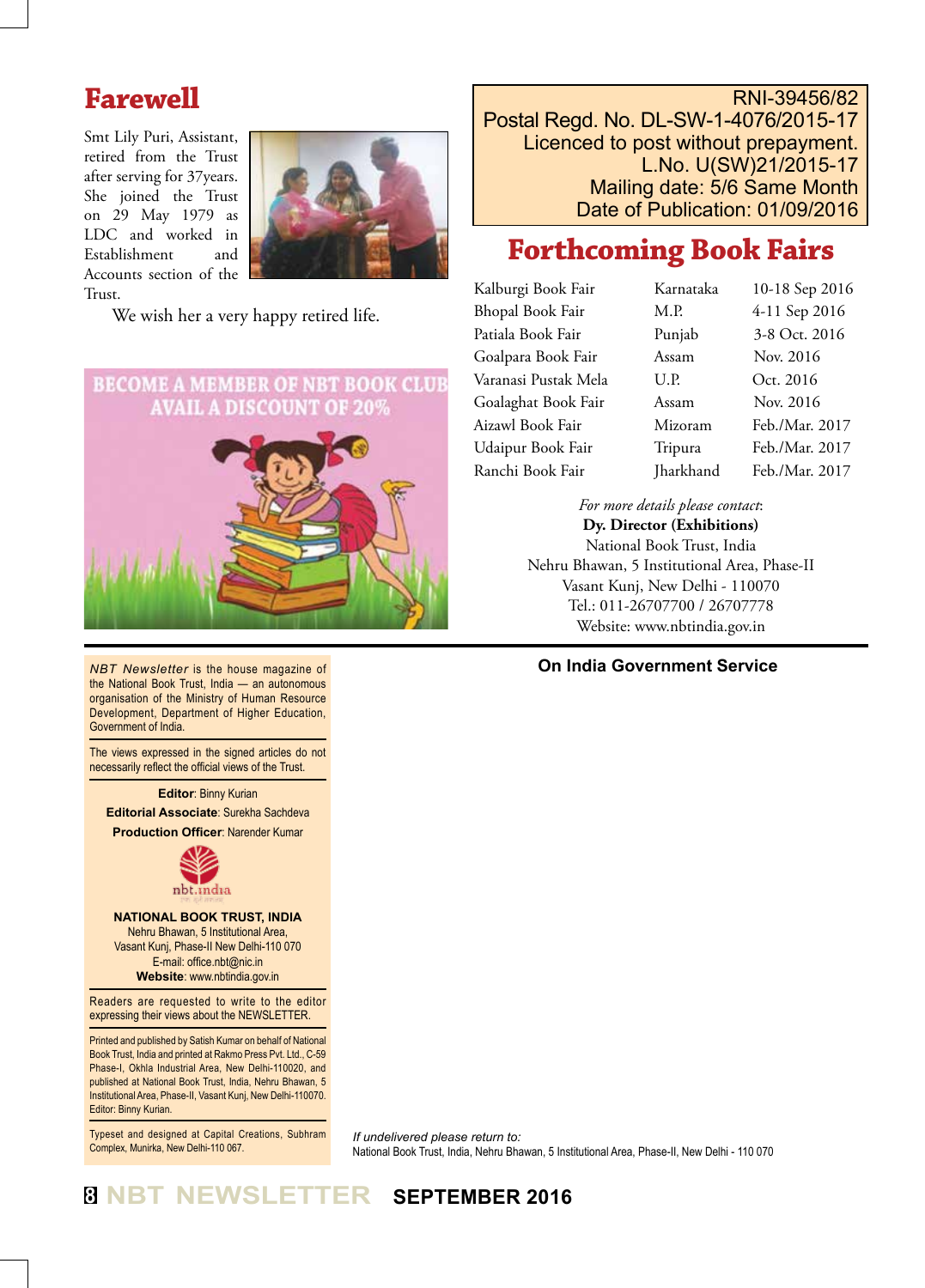## Farewell

Smt Lily Puri, Assistant, retired from the Trust after serving for 37years. She joined the Trust on 29 May 1979 as LDC and worked in Establishment and Accounts section of the Trust.

We wish her a very happy retired life.

BECOME A MEMBER OF NBT BOOK CLUB
AVAIL A DISCOUNT OF 20%

RNI-39456/82
Postal Regd. No. DL-SW-1-4076/2015-17
Licenced to post without prepayment.
L.No. U(SW)21/2015-17
Mailing date: 5/6 Same Month
Date of Publication: 01/09/2016

## Forthcoming Book Fairs

| | | |
|---|---|---|
| Kalburgi Book Fair | Karnataka | 10-18 Sep 2016 |
| Bhopal Book Fair | M.P. | 4-11 Sep 2016 |
| Patiala Book Fair | Punjab | 3-8 Oct. 2016 |
| Goalpara Book Fair | Assam | Nov. 2016 |
| Varanasi Pustak Mela | U.P. | Oct. 2016 |
| Goalaghat Book Fair | Assam | Nov. 2016 |
| Aizawl Book Fair | Mizoram | Feb./Mar. 2017 |
| Udaipur Book Fair | Tripura | Feb./Mar. 2017 |
| Ranchi Book Fair | Jharkhand | Feb./Mar. 2017 |

*For more details please contact*:
**Dy. Director (Exhibitions)**
National Book Trust, India
Nehru Bhawan, 5 Institutional Area, Phase-II
Vasant Kunj, New Delhi - 110070
Tel.: 011-26707700 / 26707778
Website: www.nbtindia.gov.in

*NBT Newsletter* is the house magazine of the National Book Trust, India — an autonomous organisation of the Ministry of Human Resource Development, Department of Higher Education, Government of India.

The views expressed in the signed articles do not necessarily reflect the official views of the Trust.

**Editor**: Binny Kurian
**Editorial Associate**: Surekha Sachdeva
**Production Officer**: Narender Kumar

**NATIONAL BOOK TRUST, INDIA**
Nehru Bhawan, 5 Institutional Area,
Vasant Kunj, Phase-II New Delhi-110 070
E-mail: office.nbt@nic.in
**Website**: www.nbtindia.gov.in

Readers are requested to write to the editor expressing their views about the NEWSLETTER.

Printed and published by Satish Kumar on behalf of National Book Trust, India and printed at Rakmo Press Pvt. Ltd., C-59 Phase-I, Okhla Industrial Area, New Delhi-110020, and published at National Book Trust, India, Nehru Bhawan, 5 Institutional Area, Phase-II, Vasant Kunj, New Delhi-110070. Editor: Binny Kurian.

Typeset and designed at Capital Creations, Subhram Complex, Munirka, New Delhi-110 067.

**On India Government Service**

*If undelivered please return to:*
National Book Trust, India, Nehru Bhawan, 5 Institutional Area, Phase-II, New Delhi - 110 070